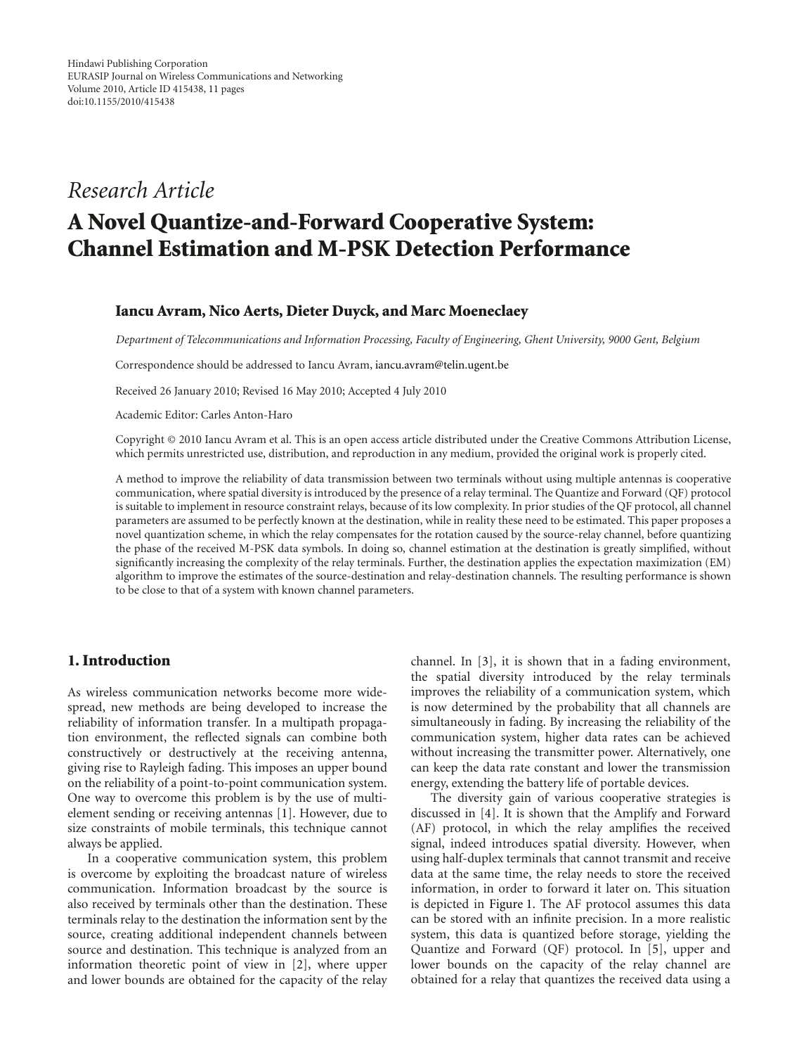Hindawi Publishing Corporation
EURASIP Journal on Wireless Communications and Networking
Volume 2010, Article ID 415438, 11 pages
doi:10.1155/2010/415438

*Research Article*

# A Novel Quantize-and-Forward Cooperative System: Channel Estimation and M-PSK Detection Performance

**Iancu Avram, Nico Aerts, Dieter Duyck, and Marc Moeneclaey**

*Department of Telecommunications and Information Processing, Faculty of Engineering, Ghent University, 9000 Gent, Belgium*

Correspondence should be addressed to Iancu Avram, iancu.avram@telin.ugent.be

Received 26 January 2010; Revised 16 May 2010; Accepted 4 July 2010

Academic Editor: Carles Anton-Haro

Copyright © 2010 Iancu Avram et al. This is an open access article distributed under the Creative Commons Attribution License, which permits unrestricted use, distribution, and reproduction in any medium, provided the original work is properly cited.

A method to improve the reliability of data transmission between two terminals without using multiple antennas is cooperative communication, where spatial diversity is introduced by the presence of a relay terminal. The Quantize and Forward (QF) protocol is suitable to implement in resource constraint relays, because of its low complexity. In prior studies of the QF protocol, all channel parameters are assumed to be perfectly known at the destination, while in reality these need to be estimated. This paper proposes a novel quantization scheme, in which the relay compensates for the rotation caused by the source-relay channel, before quantizing the phase of the received M-PSK data symbols. In doing so, channel estimation at the destination is greatly simplified, without significantly increasing the complexity of the relay terminals. Further, the destination applies the expectation maximization (EM) algorithm to improve the estimates of the source-destination and relay-destination channels. The resulting performance is shown to be close to that of a system with known channel parameters.

## 1. Introduction

As wireless communication networks become more widespread, new methods are being developed to increase the reliability of information transfer. In a multipath propagation environment, the reflected signals can combine both constructively or destructively at the receiving antenna, giving rise to Rayleigh fading. This imposes an upper bound on the reliability of a point-to-point communication system. One way to overcome this problem is by the use of multi-element sending or receiving antennas [1]. However, due to size constraints of mobile terminals, this technique cannot always be applied.

In a cooperative communication system, this problem is overcome by exploiting the broadcast nature of wireless communication. Information broadcast by the source is also received by terminals other than the destination. These terminals relay to the destination the information sent by the source, creating additional independent channels between source and destination. This technique is analyzed from an information theoretic point of view in [2], where upper and lower bounds are obtained for the capacity of the relay channel. In [3], it is shown that in a fading environment, the spatial diversity introduced by the relay terminals improves the reliability of a communication system, which is now determined by the probability that all channels are simultaneously in fading. By increasing the reliability of the communication system, higher data rates can be achieved without increasing the transmitter power. Alternatively, one can keep the data rate constant and lower the transmission energy, extending the battery life of portable devices.

The diversity gain of various cooperative strategies is discussed in [4]. It is shown that the Amplify and Forward (AF) protocol, in which the relay amplifies the received signal, indeed introduces spatial diversity. However, when using half-duplex terminals that cannot transmit and receive data at the same time, the relay needs to store the received information, in order to forward it later on. This situation is depicted in Figure 1. The AF protocol assumes this data can be stored with an infinite precision. In a more realistic system, this data is quantized before storage, yielding the Quantize and Forward (QF) protocol. In [5], upper and lower bounds on the capacity of the relay channel are obtained for a relay that quantizes the received data using a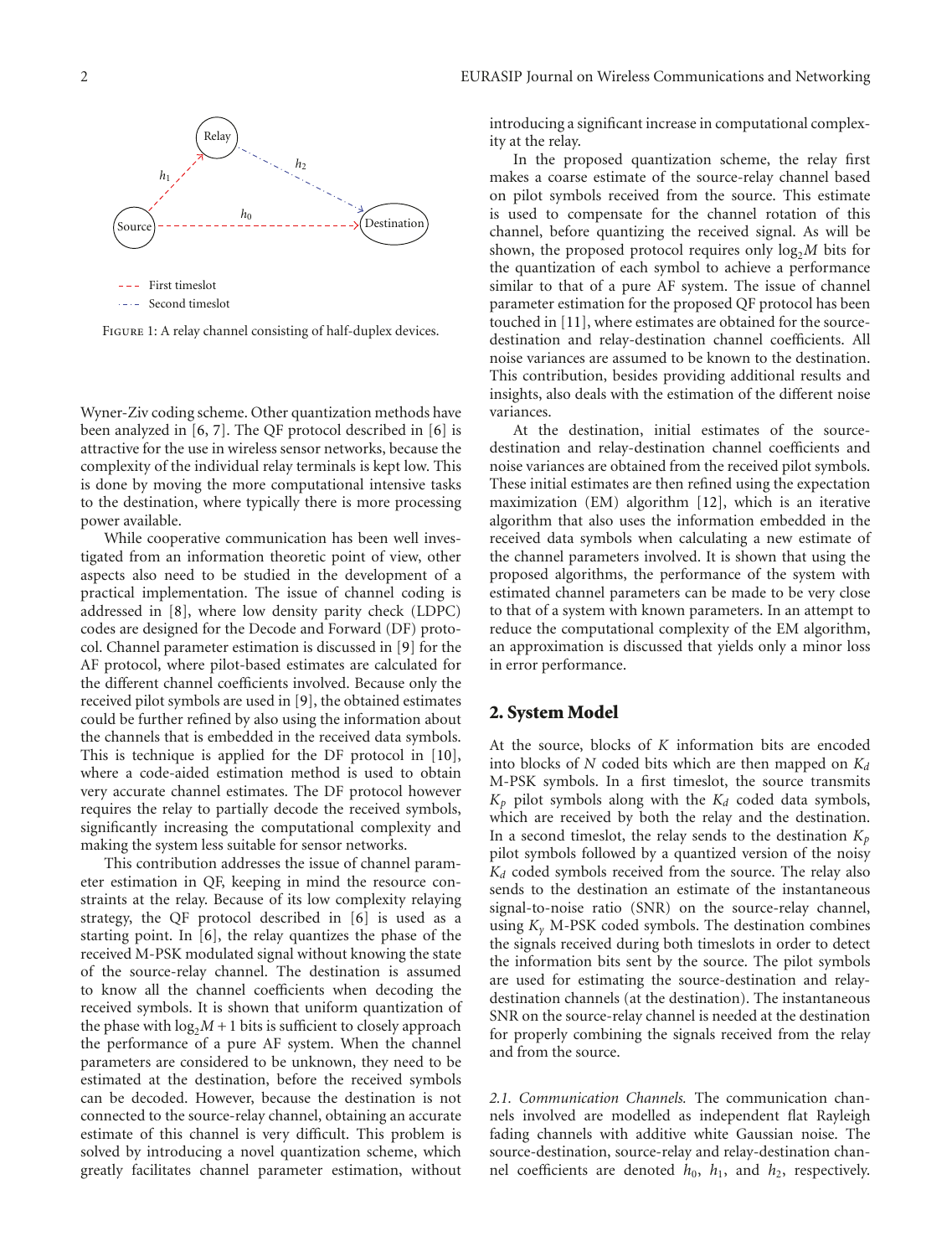Figure 1: A relay channel consisting of half-duplex devices.

Wyner-Ziv coding scheme. Other quantization methods have been analyzed in [6, 7]. The QF protocol described in [6] is attractive for the use in wireless sensor networks, because the complexity of the individual relay terminals is kept low. This is done by moving the more computational intensive tasks to the destination, where typically there is more processing power available.

While cooperative communication has been well investigated from an information theoretic point of view, other aspects also need to be studied in the development of a practical implementation. The issue of channel coding is addressed in [8], where low density parity check (LDPC) codes are designed for the Decode and Forward (DF) protocol. Channel parameter estimation is discussed in [9] for the AF protocol, where pilot-based estimates are calculated for the different channel coefficients involved. Because only the received pilot symbols are used in [9], the obtained estimates could be further refined by also using the information about the channels that is embedded in the received data symbols. This is technique is applied for the DF protocol in [10], where a code-aided estimation method is used to obtain very accurate channel estimates. The DF protocol however requires the relay to partially decode the received symbols, significantly increasing the computational complexity and making the system less suitable for sensor networks.

This contribution addresses the issue of channel parameter estimation in QF, keeping in mind the resource constraints at the relay. Because of its low complexity relaying strategy, the QF protocol described in [6] is used as a starting point. In [6], the relay quantizes the phase of the received M-PSK modulated signal without knowing the state of the source-relay channel. The destination is assumed to know all the channel coefficients when decoding the received symbols. It is shown that uniform quantization of the phase with $\log_2 M + 1$ bits is sufficient to closely approach the performance of a pure AF system. When the channel parameters are considered to be unknown, they need to be estimated at the destination, before the received symbols can be decoded. However, because the destination is not connected to the source-relay channel, obtaining an accurate estimate of this channel is very difficult. This problem is solved by introducing a novel quantization scheme, which greatly facilitates channel parameter estimation, without introducing a significant increase in computational complexity at the relay.

In the proposed quantization scheme, the relay first makes a coarse estimate of the source-relay channel based on pilot symbols received from the source. This estimate is used to compensate for the channel rotation of this channel, before quantizing the received signal. As will be shown, the proposed protocol requires only $\log_2 M$ bits for the quantization of each symbol to achieve a performance similar to that of a pure AF system. The issue of channel parameter estimation for the proposed QF protocol has been touched in [11], where estimates are obtained for the source-destination and relay-destination channel coefficients. All noise variances are assumed to be known to the destination. This contribution, besides providing additional results and insights, also deals with the estimation of the different noise variances.

At the destination, initial estimates of the source-destination and relay-destination channel coefficients and noise variances are obtained from the received pilot symbols. These initial estimates are then refined using the expectation maximization (EM) algorithm [12], which is an iterative algorithm that also uses the information embedded in the received data symbols when calculating a new estimate of the channel parameters involved. It is shown that using the proposed algorithms, the performance of the system with estimated channel parameters can be made to be very close to that of a system with known parameters. In an attempt to reduce the computational complexity of the EM algorithm, an approximation is discussed that yields only a minor loss in error performance.

## 2. System Model

At the source, blocks of $K$ information bits are encoded into blocks of $N$ coded bits which are then mapped on $K_d$ M-PSK symbols. In a first timeslot, the source transmits $K_p$ pilot symbols along with the $K_d$ coded data symbols, which are received by both the relay and the destination. In a second timeslot, the relay sends to the destination $K_p$ pilot symbols followed by a quantized version of the noisy $K_d$ coded symbols received from the source. The relay also sends to the destination an estimate of the instantaneous signal-to-noise ratio (SNR) on the source-relay channel, using $K_y$ M-PSK coded symbols. The destination combines the signals received during both timeslots in order to detect the information bits sent by the source. The pilot symbols are used for estimating the source-destination and relay-destination channels (at the destination). The instantaneous SNR on the source-relay channel is needed at the destination for properly combining the signals received from the relay and from the source.

*2.1. Communication Channels.* The communication channels involved are modelled as independent flat Rayleigh fading channels with additive white Gaussian noise. The source-destination, source-relay and relay-destination channel coefficients are denoted $h_0$, $h_1$, and $h_2$, respectively.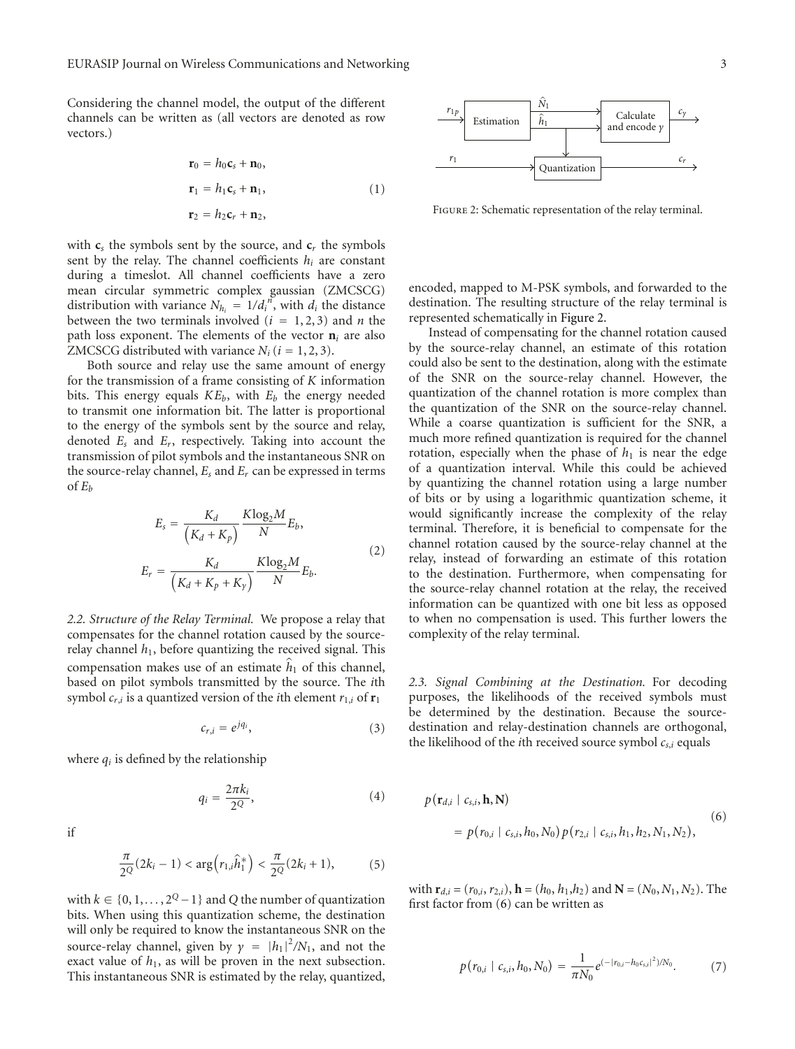Considering the channel model, the output of the different channels can be written as (all vectors are denoted as row vectors.)

$$\mathbf{r}_0 = h_0\mathbf{c}_s + \mathbf{n}_0,$$
$$\mathbf{r}_1 = h_1\mathbf{c}_s + \mathbf{n}_1, \tag{1}$$
$$\mathbf{r}_2 = h_2\mathbf{c}_r + \mathbf{n}_2,$$

with $\mathbf{c}_s$ the symbols sent by the source, and $\mathbf{c}_r$ the symbols sent by the relay. The channel coefficients $h_i$ are constant during a timeslot. All channel coefficients have a zero mean circular symmetric complex gaussian (ZMCSCG) distribution with variance $N_{h_i} = 1/d_i^n$, with $d_i$ the distance between the two terminals involved ($i = 1, 2, 3$) and $n$ the path loss exponent. The elements of the vector $\mathbf{n}_i$ are also ZMCSCG distributed with variance $N_i$ ($i = 1, 2, 3$).

Both source and relay use the same amount of energy for the transmission of a frame consisting of $K$ information bits. This energy equals $KE_b$, with $E_b$ the energy needed to transmit one information bit. The latter is proportional to the energy of the symbols sent by the source and relay, denoted $E_s$ and $E_r$, respectively. Taking into account the transmission of pilot symbols and the instantaneous SNR on the source-relay channel, $E_s$ and $E_r$ can be expressed in terms of $E_b$

$$E_s = \frac{K_d}{\left(K_d + K_p\right)} \frac{K\log_2 M}{N} E_b,$$
$$E_r = \frac{K_d}{\left(K_d + K_p + K_\gamma\right)} \frac{K\log_2 M}{N} E_b. \tag{2}$$

*2.2. Structure of the Relay Terminal.* We propose a relay that compensates for the channel rotation caused by the source-relay channel $h_1$, before quantizing the received signal. This compensation makes use of an estimate $\hat{h}_1$ of this channel, based on pilot symbols transmitted by the source. The $i$th symbol $c_{r,i}$ is a quantized version of the $i$th element $r_{1,i}$ of $\mathbf{r}_1$

$$c_{r,i} = e^{jq_i}, \tag{3}$$

where $q_i$ is defined by the relationship

$$q_i = \frac{2\pi k_i}{2^Q}, \tag{4}$$

if

$$\frac{\pi}{2^Q}(2k_i - 1) < \arg\left(r_{1,i}\hat{h}_1^*\right) < \frac{\pi}{2^Q}(2k_i + 1), \tag{5}$$

with $k \in \{0, 1, \ldots, 2^Q - 1\}$ and $Q$ the number of quantization bits. When using this quantization scheme, the destination will only be required to know the instantaneous SNR on the source-relay channel, given by $\gamma = |h_1|^2/N_1$, and not the exact value of $h_1$, as will be proven in the next subsection. This instantaneous SNR is estimated by the relay, quantized, encoded, mapped to M-PSK symbols, and forwarded to the destination. The resulting structure of the relay terminal is represented schematically in Figure 2.

Figure 2: Schematic representation of the relay terminal.

Instead of compensating for the channel rotation caused by the source-relay channel, an estimate of this rotation could also be sent to the destination, along with the estimate of the SNR on the source-relay channel. However, the quantization of the channel rotation is more complex than the quantization of the SNR on the source-relay channel. While a coarse quantization is sufficient for the SNR, a much more refined quantization is required for the channel rotation, especially when the phase of $h_1$ is near the edge of a quantization interval. While this could be achieved by quantizing the channel rotation using a large number of bits or by using a logarithmic quantization scheme, it would significantly increase the complexity of the relay terminal. Therefore, it is beneficial to compensate for the channel rotation caused by the source-relay channel at the relay, instead of forwarding an estimate of this rotation to the destination. Furthermore, when compensating for the source-relay channel rotation at the relay, the received information can be quantized with one bit less as opposed to when no compensation is used. This further lowers the complexity of the relay terminal.

*2.3. Signal Combining at the Destination.* For decoding purposes, the likelihoods of the received symbols must be determined by the destination. Because the source-destination and relay-destination channels are orthogonal, the likelihood of the $i$th received source symbol $c_{s,i}$ equals

$$p\left(\mathbf{r}_{d,i} \mid c_{s,i}, \mathbf{h}, \mathbf{N}\right) = p\left(r_{0,i} \mid c_{s,i}, h_0, N_0\right) p\left(r_{2,i} \mid c_{s,i}, h_1, h_2, N_1, N_2\right), \tag{6}$$

with $\mathbf{r}_{d,i} = (r_{0,i}, r_{2,i})$, $\mathbf{h} = (h_0, h_1, h_2)$ and $\mathbf{N} = (N_0, N_1, N_2)$. The first factor from (6) can be written as

$$p\left(r_{0,i} \mid c_{s,i}, h_0, N_0\right) = \frac{1}{\pi N_0} e^{\left(-\left|r_{0,i} - h_0 c_{s,i}\right|^2\right)/N_0}. \tag{7}$$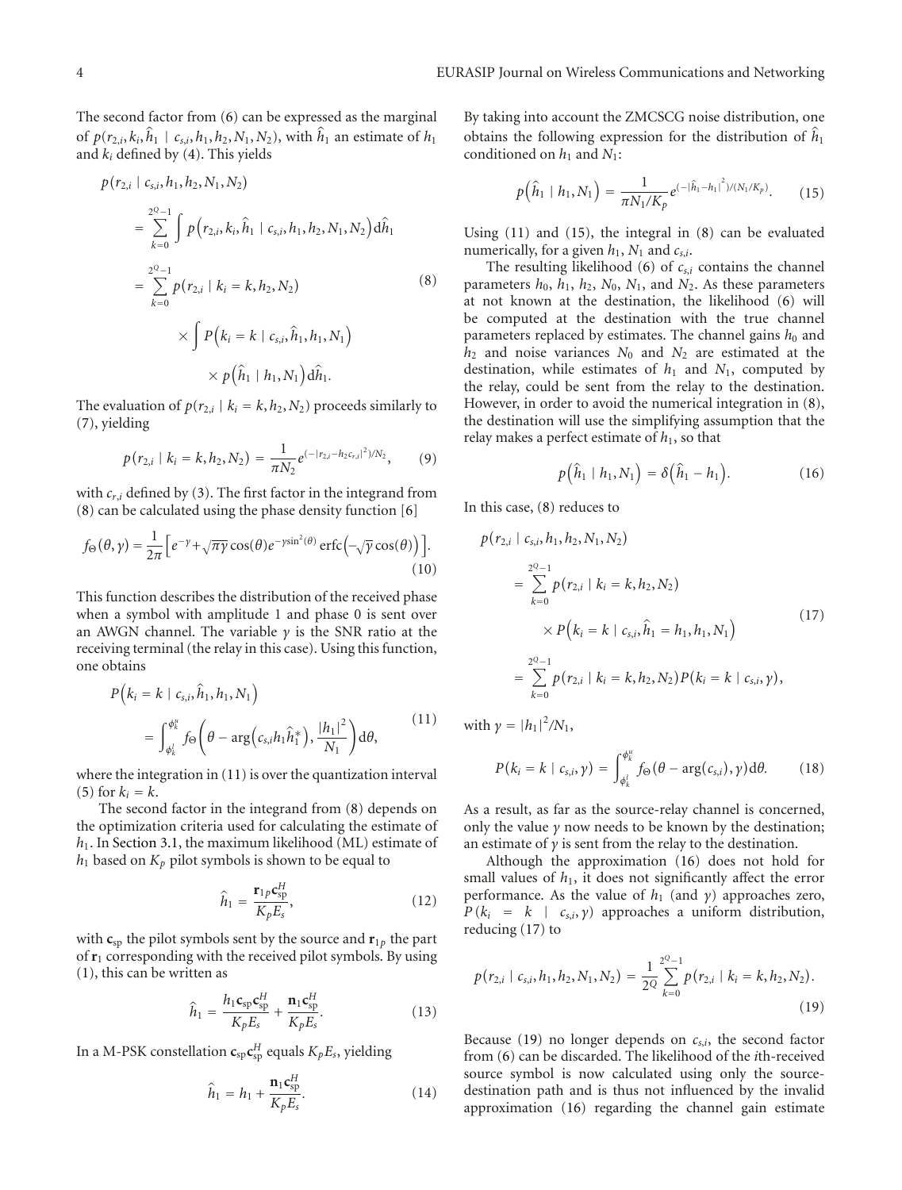The second factor from (6) can be expressed as the marginal of $p(r_{2,i}, k_i, \hat{h}_1 \mid c_{s,i}, h_1, h_2, N_1, N_2)$, with $\hat{h}_1$ an estimate of $h_1$ and $k_i$ defined by (4). This yields

$$
\begin{aligned}
p(r_{2,i} \mid c_{s,i}, h_1, h_2, N_1, N_2) &= \sum_{k=0}^{2^Q-1} \int p\left(r_{2,i}, k_i, \hat{h}_1 \mid c_{s,i}, h_1, h_2, N_1, N_2\right) d\hat{h}_1 \\
&= \sum_{k=0}^{2^Q-1} p(r_{2,i} \mid k_i = k, h_2, N_2) \\
&\quad \times \int P\left(k_i = k \mid c_{s,i}, \hat{h}_1, h_1, N_1\right) \\
&\quad \times p\left(\hat{h}_1 \mid h_1, N_1\right) d\hat{h}_1.
\end{aligned} \tag{8}
$$

The evaluation of $p(r_{2,i} \mid k_i = k, h_2, N_2)$ proceeds similarly to (7), yielding

$$
p(r_{2,i} \mid k_i = k, h_2, N_2) = \frac{1}{\pi N_2} e^{(-|r_{2,i} - h_2 c_{r,i}|^2)/N_2}, \tag{9}
$$

with $c_{r,i}$ defined by (3). The first factor in the integrand from (8) can be calculated using the phase density function [6]

$$
f_\Theta(\theta, \gamma) = \frac{1}{2\pi}\left[e^{-\gamma} + \sqrt{\pi\gamma}\cos(\theta) e^{-\gamma \sin^2(\theta)} \operatorname{erfc}\left(-\sqrt{\gamma}\cos(\theta)\right)\right]. \tag{10}
$$

This function describes the distribution of the received phase when a symbol with amplitude 1 and phase 0 is sent over an AWGN channel. The variable $\gamma$ is the SNR ratio at the receiving terminal (the relay in this case). Using this function, one obtains

$$
P\left(k_i = k \mid c_{s,i}, \hat{h}_1, h_1, N_1\right) = \int_{\phi_k^l}^{\phi_k^u} f_\Theta\left(\theta - \arg\left(c_{s,i} h_1 \hat{h}_1^*\right), \frac{|h_1|^2}{N_1}\right) d\theta, \tag{11}
$$

where the integration in (11) is over the quantization interval (5) for $k_i = k$.

The second factor in the integrand from (8) depends on the optimization criteria used for calculating the estimate of $h_1$. In Section 3.1, the maximum likelihood (ML) estimate of $h_1$ based on $K_p$ pilot symbols is shown to be equal to

$$
\hat{h}_1 = \frac{\mathbf{r}_{1p} \mathbf{c}_{sp}^H}{K_p E_s}, \tag{12}
$$

with $\mathbf{c}_{sp}$ the pilot symbols sent by the source and $\mathbf{r}_{1p}$ the part of $\mathbf{r}_1$ corresponding with the received pilot symbols. By using (1), this can be written as

$$
\hat{h}_1 = \frac{h_1 \mathbf{c}_{sp} \mathbf{c}_{sp}^H}{K_p E_s} + \frac{\mathbf{n}_1 \mathbf{c}_{sp}^H}{K_p E_s}. \tag{13}
$$

In a M-PSK constellation $\mathbf{c}_{sp}\mathbf{c}_{sp}^H$ equals $K_p E_s$, yielding

$$
\hat{h}_1 = h_1 + \frac{\mathbf{n}_1 \mathbf{c}_{sp}^H}{K_p E_s}. \tag{14}
$$

By taking into account the ZMCSCG noise distribution, one obtains the following expression for the distribution of $\hat{h}_1$ conditioned on $h_1$ and $N_1$:

$$
p\left(\hat{h}_1 \mid h_1, N_1\right) = \frac{1}{\pi N_1 / K_p} e^{(-|\hat{h}_1 - h_1|^2)/(N_1/K_p)}. \tag{15}
$$

Using (11) and (15), the integral in (8) can be evaluated numerically, for a given $h_1$, $N_1$ and $c_{s,i}$.

The resulting likelihood (6) of $c_{s,i}$ contains the channel parameters $h_0$, $h_1$, $h_2$, $N_0$, $N_1$, and $N_2$. As these parameters at not known at the destination, the likelihood (6) will be computed at the destination with the true channel parameters replaced by estimates. The channel gains $h_0$ and $h_2$ and noise variances $N_0$ and $N_2$ are estimated at the destination, while estimates of $h_1$ and $N_1$, computed by the relay, could be sent from the relay to the destination. However, in order to avoid the numerical integration in (8), the destination will use the simplifying assumption that the relay makes a perfect estimate of $h_1$, so that

$$
p\left(\hat{h}_1 \mid h_1, N_1\right) = \delta\left(\hat{h}_1 - h_1\right). \tag{16}
$$

In this case, (8) reduces to

$$
\begin{aligned}
p(r_{2,i} \mid c_{s,i}, h_1, h_2, N_1, N_2) &= \sum_{k=0}^{2^Q-1} p(r_{2,i} \mid k_i = k, h_2, N_2) \\
&\quad \times P\left(k_i = k \mid c_{s,i}, \hat{h}_1 = h_1, h_1, N_1\right) \\
&= \sum_{k=0}^{2^Q-1} p(r_{2,i} \mid k_i = k, h_2, N_2) P(k_i = k \mid c_{s,i}, \gamma),
\end{aligned} \tag{17}
$$

with $\gamma = |h_1|^2/N_1$,

$$
P(k_i = k \mid c_{s,i}, \gamma) = \int_{\phi_k^l}^{\phi_k^u} f_\Theta(\theta - \arg(c_{s,i}), \gamma) d\theta. \tag{18}
$$

As a result, as far as the source-relay channel is concerned, only the value $\gamma$ now needs to be known by the destination; an estimate of $\gamma$ is sent from the relay to the destination.

Although the approximation (16) does not hold for small values of $h_1$, it does not significantly affect the error performance. As the value of $h_1$ (and $\gamma$) approaches zero, $P(k_i = k \mid c_{s,i}, \gamma)$ approaches a uniform distribution, reducing (17) to

$$
p(r_{2,i} \mid c_{s,i}, h_1, h_2, N_1, N_2) = \frac{1}{2^Q} \sum_{k=0}^{2^Q-1} p(r_{2,i} \mid k_i = k, h_2, N_2). \tag{19}
$$

Because (19) no longer depends on $c_{s,i}$, the second factor from (6) can be discarded. The likelihood of the $i$th-received source symbol is now calculated using only the source-destination path and is thus not influenced by the invalid approximation (16) regarding the channel gain estimate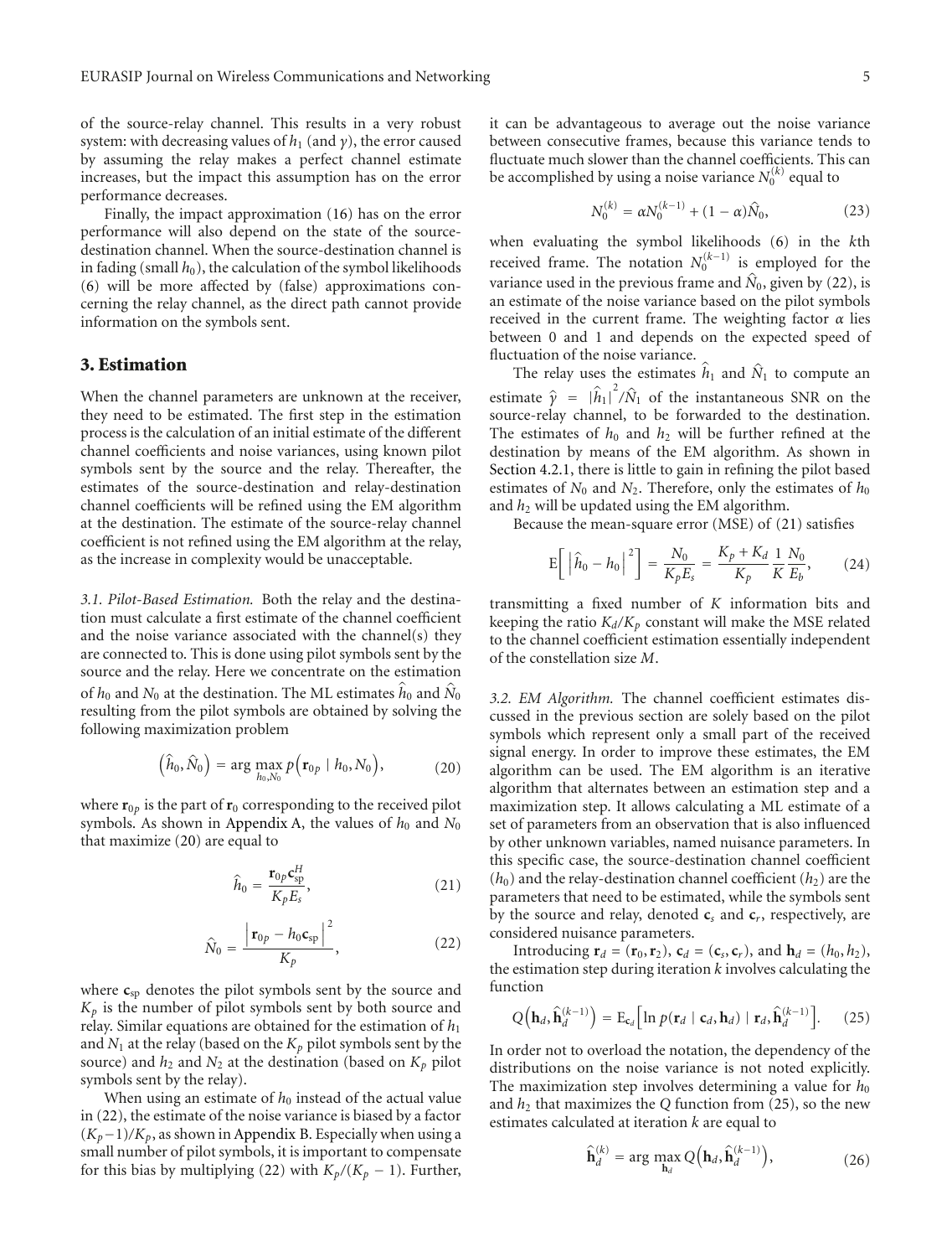of the source-relay channel. This results in a very robust system: with decreasing values of $h_1$ (and $\gamma$), the error caused by assuming the relay makes a perfect channel estimate increases, but the impact this assumption has on the error performance decreases.

Finally, the impact approximation (16) has on the error performance will also depend on the state of the source-destination channel. When the source-destination channel is in fading (small $h_0$), the calculation of the symbol likelihoods (6) will be more affected by (false) approximations concerning the relay channel, as the direct path cannot provide information on the symbols sent.

## 3. Estimation

When the channel parameters are unknown at the receiver, they need to be estimated. The first step in the estimation process is the calculation of an initial estimate of the different channel coefficients and noise variances, using known pilot symbols sent by the source and the relay. Thereafter, the estimates of the source-destination and relay-destination channel coefficients will be refined using the EM algorithm at the destination. The estimate of the source-relay channel coefficient is not refined using the EM algorithm at the relay, as the increase in complexity would be unacceptable.

*3.1. Pilot-Based Estimation.* Both the relay and the destination must calculate a first estimate of the channel coefficient and the noise variance associated with the channel(s) they are connected to. This is done using pilot symbols sent by the source and the relay. Here we concentrate on the estimation of $h_0$ and $N_0$ at the destination. The ML estimates $\hat{h}_0$ and $\hat{N}_0$ resulting from the pilot symbols are obtained by solving the following maximization problem

$$\left(\hat{h}_0, \hat{N}_0\right) = \arg\max_{h_0, N_0} p\left(\mathbf{r}_{0p} \mid h_0, N_0\right), \tag{20}$$

where $\mathbf{r}_{0p}$ is the part of $\mathbf{r}_0$ corresponding to the received pilot symbols. As shown in Appendix A, the values of $h_0$ and $N_0$ that maximize (20) are equal to

$$\hat{h}_0 = \frac{\mathbf{r}_{0p}\mathbf{c}_{\text{sp}}^H}{K_p E_s}, \tag{21}$$

$$\hat{N}_0 = \frac{\left|\mathbf{r}_{0p} - h_0 \mathbf{c}_{\text{sp}}\right|^2}{K_p}, \tag{22}$$

where $\mathbf{c}_{\text{sp}}$ denotes the pilot symbols sent by the source and $K_p$ is the number of pilot symbols sent by both source and relay. Similar equations are obtained for the estimation of $h_1$ and $N_1$ at the relay (based on the $K_p$ pilot symbols sent by the source) and $h_2$ and $N_2$ at the destination (based on $K_p$ pilot symbols sent by the relay).

When using an estimate of $h_0$ instead of the actual value in (22), the estimate of the noise variance is biased by a factor $(K_p - 1)/K_p$, as shown in Appendix B. Especially when using a small number of pilot symbols, it is important to compensate for this bias by multiplying (22) with $K_p/(K_p - 1)$. Further, it can be advantageous to average out the noise variance between consecutive frames, because this variance tends to fluctuate much slower than the channel coefficients. This can be accomplished by using a noise variance $N_0^{(k)}$ equal to

$$N_0^{(k)} = \alpha N_0^{(k-1)} + (1 - \alpha)\hat{N}_0, \tag{23}$$

when evaluating the symbol likelihoods (6) in the $k$th received frame. The notation $N_0^{(k-1)}$ is employed for the variance used in the previous frame and $\hat{N}_0$, given by (22), is an estimate of the noise variance based on the pilot symbols received in the current frame. The weighting factor $\alpha$ lies between 0 and 1 and depends on the expected speed of fluctuation of the noise variance.

The relay uses the estimates $\hat{h}_1$ and $\hat{N}_1$ to compute an estimate $\hat{\gamma} = |\hat{h}_1|^2/\hat{N}_1$ of the instantaneous SNR on the source-relay channel, to be forwarded to the destination. The estimates of $h_0$ and $h_2$ will be further refined at the destination by means of the EM algorithm. As shown in Section 4.2.1, there is little to gain in refining the pilot based estimates of $N_0$ and $N_2$. Therefore, only the estimates of $h_0$ and $h_2$ will be updated using the EM algorithm.

Because the mean-square error (MSE) of (21) satisfies

$$\mathrm{E}\left[\left|\hat{h}_0 - h_0\right|^2\right] = \frac{N_0}{K_p E_s} = \frac{K_p + K_d}{K_p}\frac{1}{K}\frac{N_0}{E_b}, \tag{24}$$

transmitting a fixed number of $K$ information bits and keeping the ratio $K_d/K_p$ constant will make the MSE related to the channel coefficient estimation essentially independent of the constellation size $M$.

*3.2. EM Algorithm.* The channel coefficient estimates discussed in the previous section are solely based on the pilot symbols which represent only a small part of the received signal energy. In order to improve these estimates, the EM algorithm can be used. The EM algorithm is an iterative algorithm that alternates between an estimation step and a maximization step. It allows calculating a ML estimate of a set of parameters from an observation that is also influenced by other unknown variables, named nuisance parameters. In this specific case, the source-destination channel coefficient ($h_0$) and the relay-destination channel coefficient ($h_2$) are the parameters that need to be estimated, while the symbols sent by the source and relay, denoted $\mathbf{c}_s$ and $\mathbf{c}_r$, respectively, are considered nuisance parameters.

Introducing $\mathbf{r}_d = (\mathbf{r}_0, \mathbf{r}_2)$, $\mathbf{c}_d = (\mathbf{c}_s, \mathbf{c}_r)$, and $\mathbf{h}_d = (h_0, h_2)$, the estimation step during iteration $k$ involves calculating the function

$$Q\left(\mathbf{h}_d, \hat{\mathbf{h}}_d^{(k-1)}\right) = \mathrm{E}_{\mathbf{c}_d}\left[\ln p(\mathbf{r}_d \mid \mathbf{c}_d, \mathbf{h}_d) \mid \mathbf{r}_d, \hat{\mathbf{h}}_d^{(k-1)}\right]. \tag{25}$$

In order not to overload the notation, the dependency of the distributions on the noise variance is not noted explicitly. The maximization step involves determining a value for $h_0$ and $h_2$ that maximizes the $Q$ function from (25), so the new estimates calculated at iteration $k$ are equal to

$$\hat{\mathbf{h}}_d^{(k)} = \arg\max_{\mathbf{h}_d} Q\left(\mathbf{h}_d, \hat{\mathbf{h}}_d^{(k-1)}\right), \tag{26}$$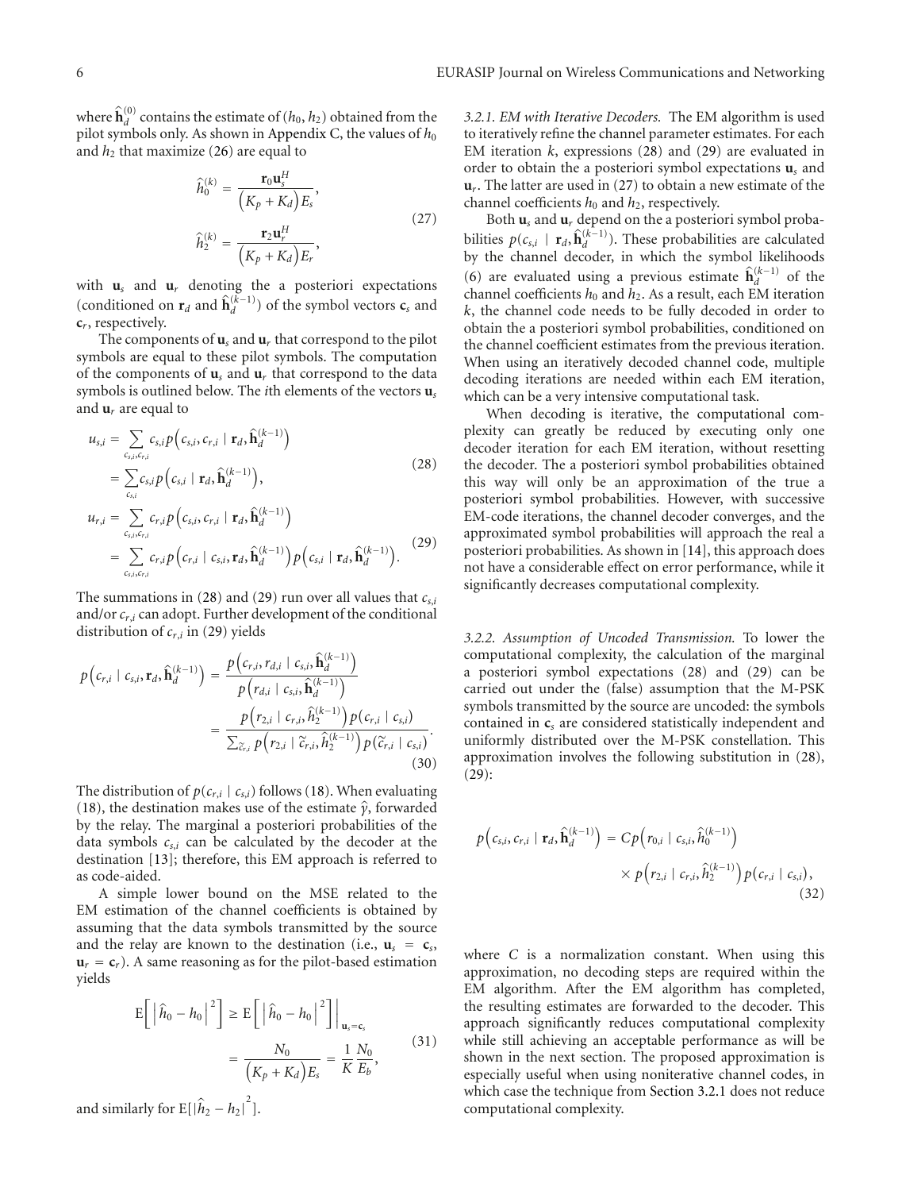where $\widehat{\mathbf{h}}_d^{(0)}$ contains the estimate of $(h_0, h_2)$ obtained from the pilot symbols only. As shown in Appendix C, the values of $h_0$ and $h_2$ that maximize (26) are equal to

$$
\begin{aligned}
\widehat{h}_0^{(k)} &= \frac{\mathbf{r}_0 \mathbf{u}_s^H}{\left(K_p + K_d\right) E_s}, \\
\widehat{h}_2^{(k)} &= \frac{\mathbf{r}_2 \mathbf{u}_r^H}{\left(K_p + K_d\right) E_r},
\end{aligned}
\tag{27}
$$

with $\mathbf{u}_s$ and $\mathbf{u}_r$ denoting the a posteriori expectations (conditioned on $\mathbf{r}_d$ and $\widehat{\mathbf{h}}_d^{(k-1)}$) of the symbol vectors $\mathbf{c}_s$ and $\mathbf{c}_r$, respectively.

The components of $\mathbf{u}_s$ and $\mathbf{u}_r$ that correspond to the pilot symbols are equal to these pilot symbols. The computation of the components of $\mathbf{u}_s$ and $\mathbf{u}_r$ that correspond to the data symbols is outlined below. The $i$th elements of the vectors $\mathbf{u}_s$ and $\mathbf{u}_r$ are equal to

$$
\begin{aligned}
u_{s,i} &= \sum_{c_{s,i}, c_{r,i}} c_{s,i} p\left(c_{s,i}, c_{r,i} \mid \mathbf{r}_d, \widehat{\mathbf{h}}_d^{(k-1)}\right) \\
&= \sum_{c_{s,i}} c_{s,i} p\left(c_{s,i} \mid \mathbf{r}_d, \widehat{\mathbf{h}}_d^{(k-1)}\right),
\end{aligned}
\tag{28}
$$

$$
\begin{aligned}
u_{r,i} &= \sum_{c_{s,i}, c_{r,i}} c_{r,i} p\left(c_{s,i}, c_{r,i} \mid \mathbf{r}_d, \widehat{\mathbf{h}}_d^{(k-1)}\right) \\
&= \sum_{c_{s,i}, c_{r,i}} c_{r,i} p\left(c_{r,i} \mid c_{s,i}, \mathbf{r}_d, \widehat{\mathbf{h}}_d^{(k-1)}\right) p\left(c_{s,i} \mid \mathbf{r}_d, \widehat{\mathbf{h}}_d^{(k-1)}\right).
\end{aligned}
\tag{29}
$$

The summations in (28) and (29) run over all values that $c_{s,i}$ and/or $c_{r,i}$ can adopt. Further development of the conditional distribution of $c_{r,i}$ in (29) yields

$$
\begin{aligned}
p\left(c_{r,i} \mid c_{s,i}, \mathbf{r}_d, \widehat{\mathbf{h}}_d^{(k-1)}\right) &= \frac{p\left(c_{r,i}, r_{d,i} \mid c_{s,i}, \widehat{\mathbf{h}}_d^{(k-1)}\right)}{p\left(r_{d,i} \mid c_{s,i}, \widehat{\mathbf{h}}_d^{(k-1)}\right)} \\
&= \frac{p\left(r_{2,i} \mid c_{r,i}, \widehat{h}_2^{(k-1)}\right) p\left(c_{r,i} \mid c_{s,i}\right)}{\sum_{\widetilde{c}_{r,i}} p\left(r_{2,i} \mid \widetilde{c}_{r,i}, \widehat{h}_2^{(k-1)}\right) p\left(\widetilde{c}_{r,i} \mid c_{s,i}\right)}.
\end{aligned}
\tag{30}
$$

The distribution of $p(c_{r,i} \mid c_{s,i})$ follows (18). When evaluating (18), the destination makes use of the estimate $\widehat{\gamma}$, forwarded by the relay. The marginal a posteriori probabilities of the data symbols $c_{s,i}$ can be calculated by the decoder at the destination [13]; therefore, this EM approach is referred to as code-aided.

A simple lower bound on the MSE related to the EM estimation of the channel coefficients is obtained by assuming that the data symbols transmitted by the source and the relay are known to the destination (i.e., $\mathbf{u}_s = \mathbf{c}_s$, $\mathbf{u}_r = \mathbf{c}_r$). A same reasoning as for the pilot-based estimation yields

$$
\begin{aligned}
\mathrm{E}\left[\left|\widehat{h}_0 - h_0\right|^2\right] &\geq \mathrm{E}\left[\left|\widehat{h}_0 - h_0\right|^2\right]\Big|_{\mathbf{u}_s = \mathbf{c}_s} \\
&= \frac{N_0}{\left(K_p + K_d\right) E_s} = \frac{1}{K} \frac{N_0}{E_b},
\end{aligned}
\tag{31}
$$

and similarly for $\mathrm{E}[|\widehat{h}_2 - h_2|^2]$.

*3.2.1. EM with Iterative Decoders.* The EM algorithm is used to iteratively refine the channel parameter estimates. For each EM iteration $k$, expressions (28) and (29) are evaluated in order to obtain the a posteriori symbol expectations $\mathbf{u}_s$ and $\mathbf{u}_r$. The latter are used in (27) to obtain a new estimate of the channel coefficients $h_0$ and $h_2$, respectively.

Both $\mathbf{u}_s$ and $\mathbf{u}_r$ depend on the a posteriori symbol probabilities $p(c_{s,i} \mid \mathbf{r}_d, \widehat{\mathbf{h}}_d^{(k-1)})$. These probabilities are calculated by the channel decoder, in which the symbol likelihoods (6) are evaluated using a previous estimate $\widehat{\mathbf{h}}_d^{(k-1)}$ of the channel coefficients $h_0$ and $h_2$. As a result, each EM iteration $k$, the channel code needs to be fully decoded in order to obtain the a posteriori symbol probabilities, conditioned on the channel coefficient estimates from the previous iteration. When using an iteratively decoded channel code, multiple decoding iterations are needed within each EM iteration, which can be a very intensive computational task.

When decoding is iterative, the computational complexity can greatly be reduced by executing only one decoder iteration for each EM iteration, without resetting the decoder. The a posteriori symbol probabilities obtained this way will only be an approximation of the true a posteriori symbol probabilities. However, with successive EM-code iterations, the channel decoder converges, and the approximated symbol probabilities will approach the real a posteriori probabilities. As shown in [14], this approach does not have a considerable effect on error performance, while it significantly decreases computational complexity.

*3.2.2. Assumption of Uncoded Transmission.* To lower the computational complexity, the calculation of the marginal a posteriori symbol expectations (28) and (29) can be carried out under the (false) assumption that the M-PSK symbols transmitted by the source are uncoded: the symbols contained in $\mathbf{c}_s$ are considered statistically independent and uniformly distributed over the M-PSK constellation. This approximation involves the following substitution in (28), (29):

$$
\begin{aligned}
p\left(c_{s,i}, c_{r,i} \mid \mathbf{r}_d, \widehat{\mathbf{h}}_d^{(k-1)}\right) &= C p\left(r_{0,i} \mid c_{s,i}, \widehat{h}_0^{(k-1)}\right) \\
&\quad \times p\left(r_{2,i} \mid c_{r,i}, \widehat{h}_2^{(k-1)}\right) p\left(c_{r,i} \mid c_{s,i}\right),
\end{aligned}
\tag{32}
$$

where $C$ is a normalization constant. When using this approximation, no decoding steps are required within the EM algorithm. After the EM algorithm has completed, the resulting estimates are forwarded to the decoder. This approach significantly reduces computational complexity while still achieving an acceptable performance as will be shown in the next section. The proposed approximation is especially useful when using noniterative channel codes, in which case the technique from Section 3.2.1 does not reduce computational complexity.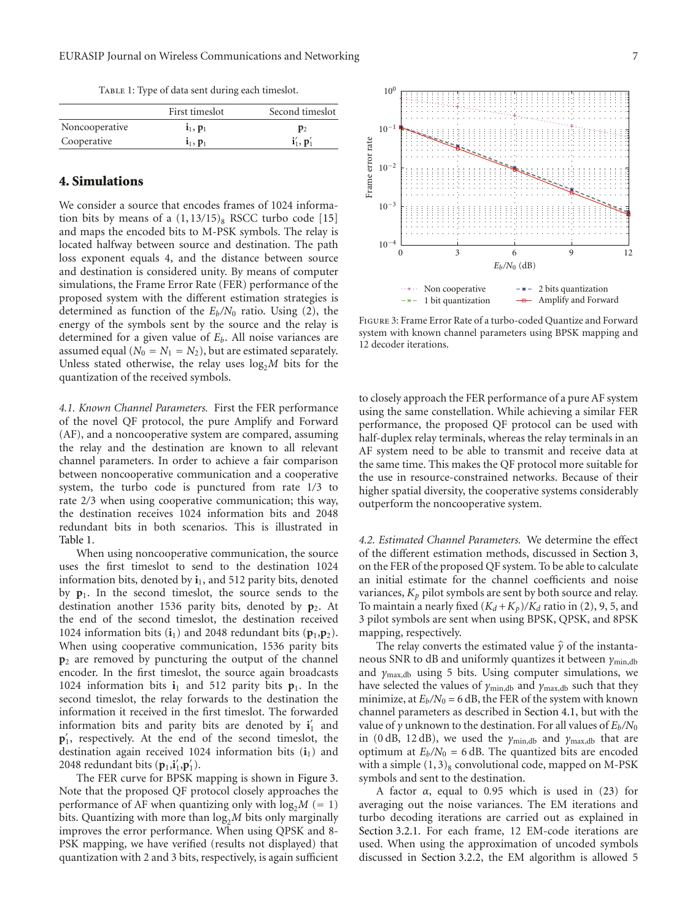Table 1: Type of data sent during each timeslot.

| | First timeslot | Second timeslot |
|---|---|---|
| Noncooperative | $\mathbf{i}_1, \mathbf{p}_1$ | $\mathbf{p}_2$ |
| Cooperative | $\mathbf{i}_1, \mathbf{p}_1$ | $\mathbf{i}_1', \mathbf{p}_1'$ |

## 4. Simulations

We consider a source that encodes frames of 1024 information bits by means of a $(1, 13/15)_8$ RSCC turbo code [15] and maps the encoded bits to M-PSK symbols. The relay is located halfway between source and destination. The path loss exponent equals 4, and the distance between source and destination is considered unity. By means of computer simulations, the Frame Error Rate (FER) performance of the proposed system with the different estimation strategies is determined as function of the $E_b/N_0$ ratio. Using (2), the energy of the symbols sent by the source and the relay is determined for a given value of $E_b$. All noise variances are assumed equal ($N_0 = N_1 = N_2$), but are estimated separately. Unless stated otherwise, the relay uses $\log_2 M$ bits for the quantization of the received symbols.

*4.1. Known Channel Parameters.* First the FER performance of the novel QF protocol, the pure Amplify and Forward (AF), and a noncooperative system are compared, assuming the relay and the destination are known to all relevant channel parameters. In order to achieve a fair comparison between noncooperative communication and a cooperative system, the turbo code is punctured from rate 1/3 to rate 2/3 when using cooperative communication; this way, the destination receives 1024 information bits and 2048 redundant bits in both scenarios. This is illustrated in Table 1.

When using noncooperative communication, the source uses the first timeslot to send to the destination 1024 information bits, denoted by $\mathbf{i}_1$, and 512 parity bits, denoted by $\mathbf{p}_1$. In the second timeslot, the source sends to the destination another 1536 parity bits, denoted by $\mathbf{p}_2$. At the end of the second timeslot, the destination received 1024 information bits ($\mathbf{i}_1$) and 2048 redundant bits ($\mathbf{p}_1$,$\mathbf{p}_2$). When using cooperative communication, 1536 parity bits $\mathbf{p}_2$ are removed by puncturing the output of the channel encoder. In the first timeslot, the source again broadcasts 1024 information bits $\mathbf{i}_1$ and 512 parity bits $\mathbf{p}_1$. In the second timeslot, the relay forwards to the destination the information it received in the first timeslot. The forwarded information bits and parity bits are denoted by $\mathbf{i}_1'$ and $\mathbf{p}_1'$, respectively. At the end of the second timeslot, the destination again received 1024 information bits ($\mathbf{i}_1$) and 2048 redundant bits ($\mathbf{p}_1$,$\mathbf{i}_1'$,$\mathbf{p}_1'$).

The FER curve for BPSK mapping is shown in Figure 3. Note that the proposed QF protocol closely approaches the performance of AF when quantizing only with $\log_2 M$ $(= 1)$ bits. Quantizing with more than $\log_2 M$ bits only marginally improves the error performance. When using QPSK and 8-PSK mapping, we have verified (results not displayed) that quantization with 2 and 3 bits, respectively, is again sufficient to closely approach the FER performance of a pure AF system using the same constellation. While achieving a similar FER performance, the proposed QF protocol can be used with half-duplex relay terminals, whereas the relay terminals in an AF system need to be able to transmit and receive data at the same time. This makes the QF protocol more suitable for the use in resource-constrained networks. Because of their higher spatial diversity, the cooperative systems considerably outperform the noncooperative system.

Figure 3: Frame Error Rate of a turbo-coded Quantize and Forward system with known channel parameters using BPSK mapping and 12 decoder iterations.

*4.2. Estimated Channel Parameters.* We determine the effect of the different estimation methods, discussed in Section 3, on the FER of the proposed QF system. To be able to calculate an initial estimate for the channel coefficients and noise variances, $K_p$ pilot symbols are sent by both source and relay. To maintain a nearly fixed $(K_d + K_p)/K_d$ ratio in (2), 9, 5, and 3 pilot symbols are sent when using BPSK, QPSK, and 8PSK mapping, respectively.

The relay converts the estimated value $\hat{\gamma}$ of the instantaneous SNR to dB and uniformly quantizes it between $\gamma_{\min,\text{db}}$ and $\gamma_{\max,\text{db}}$ using 5 bits. Using computer simulations, we have selected the values of $\gamma_{\min,\text{db}}$ and $\gamma_{\max,\text{db}}$ such that they minimize, at $E_b/N_0 = 6$ dB, the FER of the system with known channel parameters as described in Section 4.1, but with the value of $\gamma$ unknown to the destination. For all values of $E_b/N_0$ in (0 dB, 12 dB), we used the $\gamma_{\min,\text{db}}$ and $\gamma_{\max,\text{db}}$ that are optimum at $E_b/N_0 = 6$ dB. The quantized bits are encoded with a simple $(1, 3)_8$ convolutional code, mapped on M-PSK symbols and sent to the destination.

A factor $\alpha$, equal to 0.95 which is used in (23) for averaging out the noise variances. The EM iterations and turbo decoding iterations are carried out as explained in Section 3.2.1. For each frame, 12 EM-code iterations are used. When using the approximation of uncoded symbols discussed in Section 3.2.2, the EM algorithm is allowed 5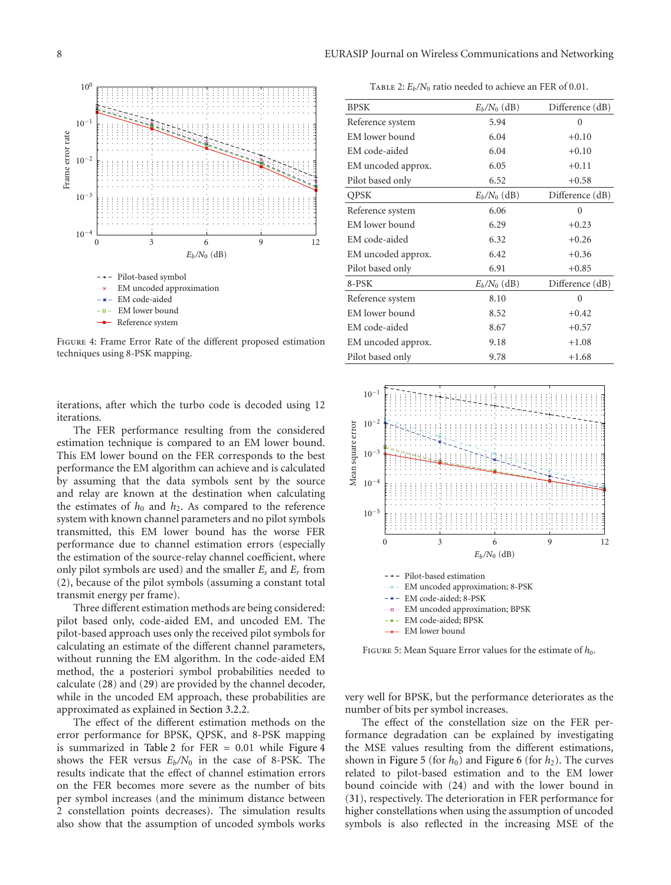Figure 4: Frame Error Rate of the different proposed estimation techniques using 8-PSK mapping.

Table 2: $E_b/N_0$ ratio needed to achieve an FER of 0.01.

| BPSK | $E_b/N_0$ (dB) | Difference (dB) |
|---|---|---|
| Reference system | 5.94 | 0 |
| EM lower bound | 6.04 | +0.10 |
| EM code-aided | 6.04 | +0.10 |
| EM uncoded approx. | 6.05 | +0.11 |
| Pilot based only | 6.52 | +0.58 |
| QPSK | $E_b/N_0$ (dB) | Difference (dB) |
| Reference system | 6.06 | 0 |
| EM lower bound | 6.29 | +0.23 |
| EM code-aided | 6.32 | +0.26 |
| EM uncoded approx. | 6.42 | +0.36 |
| Pilot based only | 6.91 | +0.85 |
| 8-PSK | $E_b/N_0$ (dB) | Difference (dB) |
| Reference system | 8.10 | 0 |
| EM lower bound | 8.52 | +0.42 |
| EM code-aided | 8.67 | +0.57 |
| EM uncoded approx. | 9.18 | +1.08 |
| Pilot based only | 9.78 | +1.68 |

iterations, after which the turbo code is decoded using 12 iterations.

The FER performance resulting from the considered estimation technique is compared to an EM lower bound. This EM lower bound on the FER corresponds to the best performance the EM algorithm can achieve and is calculated by assuming that the data symbols sent by the source and relay are known at the destination when calculating the estimates of $h_0$ and $h_2$. As compared to the reference system with known channel parameters and no pilot symbols transmitted, this EM lower bound has the worse FER performance due to channel estimation errors (especially the estimation of the source-relay channel coefficient, where only pilot symbols are used) and the smaller $E_s$ and $E_r$ from (2), because of the pilot symbols (assuming a constant total transmit energy per frame).

Three different estimation methods are being considered: pilot based only, code-aided EM, and uncoded EM. The pilot-based approach uses only the received pilot symbols for calculating an estimate of the different channel parameters, without running the EM algorithm. In the code-aided EM method, the a posteriori symbol probabilities needed to calculate (28) and (29) are provided by the channel decoder, while in the uncoded EM approach, these probabilities are approximated as explained in Section 3.2.2.

The effect of the different estimation methods on the error performance for BPSK, QPSK, and 8-PSK mapping is summarized in Table 2 for FER = 0.01 while Figure 4 shows the FER versus $E_b/N_0$ in the case of 8-PSK. The results indicate that the effect of channel estimation errors on the FER becomes more severe as the number of bits per symbol increases (and the minimum distance between 2 constellation points decreases). The simulation results also show that the assumption of uncoded symbols works very well for BPSK, but the performance deteriorates as the number of bits per symbol increases.

Figure 5: Mean Square Error values for the estimate of $h_0$.

The effect of the constellation size on the FER performance degradation can be explained by investigating the MSE values resulting from the different estimations, shown in Figure 5 (for $h_0$) and Figure 6 (for $h_2$). The curves related to pilot-based estimation and to the EM lower bound coincide with (24) and with the lower bound in (31), respectively. The deterioration in FER performance for higher constellations when using the assumption of uncoded symbols is also reflected in the increasing MSE of the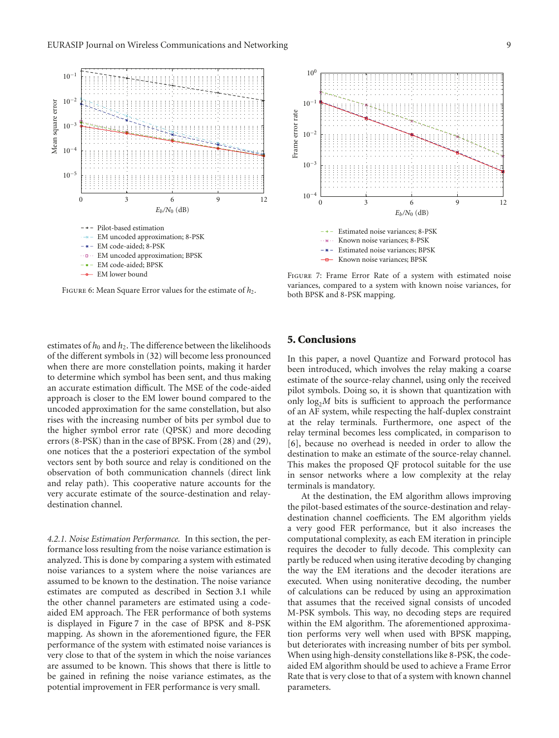FIGURE 6: Mean Square Error values for the estimate of $h_2$.

FIGURE 7: Frame Error Rate of a system with estimated noise variances, compared to a system with known noise variances, for both BPSK and 8-PSK mapping.

estimates of $h_0$ and $h_2$. The difference between the likelihoods of the different symbols in (32) will become less pronounced when there are more constellation points, making it harder to determine which symbol has been sent, and thus making an accurate estimation difficult. The MSE of the code-aided approach is closer to the EM lower bound compared to the uncoded approximation for the same constellation, but also rises with the increasing number of bits per symbol due to the higher symbol error rate (QPSK) and more decoding errors (8-PSK) than in the case of BPSK. From (28) and (29), one notices that the a posteriori expectation of the symbol vectors sent by both source and relay is conditioned on the observation of both communication channels (direct link and relay path). This cooperative nature accounts for the very accurate estimate of the source-destination and relay-destination channel.

*4.2.1. Noise Estimation Performance.* In this section, the performance loss resulting from the noise variance estimation is analyzed. This is done by comparing a system with estimated noise variances to a system where the noise variances are assumed to be known to the destination. The noise variance estimates are computed as described in Section 3.1 while the other channel parameters are estimated using a code-aided EM approach. The FER performance of both systems is displayed in Figure 7 in the case of BPSK and 8-PSK mapping. As shown in the aforementioned figure, the FER performance of the system with estimated noise variances is very close to that of the system in which the noise variances are assumed to be known. This shows that there is little to be gained in refining the noise variance estimates, as the potential improvement in FER performance is very small.

## 5. Conclusions

In this paper, a novel Quantize and Forward protocol has been introduced, which involves the relay making a coarse estimate of the source-relay channel, using only the received pilot symbols. Doing so, it is shown that quantization with only $\log_2 M$ bits is sufficient to approach the performance of an AF system, while respecting the half-duplex constraint at the relay terminals. Furthermore, one aspect of the relay terminal becomes less complicated, in comparison to [6], because no overhead is needed in order to allow the destination to make an estimate of the source-relay channel. This makes the proposed QF protocol suitable for the use in sensor networks where a low complexity at the relay terminals is mandatory.

At the destination, the EM algorithm allows improving the pilot-based estimates of the source-destination and relay-destination channel coefficients. The EM algorithm yields a very good FER performance, but it also increases the computational complexity, as each EM iteration in principle requires the decoder to fully decode. This complexity can partly be reduced when using iterative decoding by changing the way the EM iterations and the decoder iterations are executed. When using noniterative decoding, the number of calculations can be reduced by using an approximation that assumes that the received signal consists of uncoded M-PSK symbols. This way, no decoding steps are required within the EM algorithm. The aforementioned approximation performs very well when used with BPSK mapping, but deteriorates with increasing number of bits per symbol. When using high-density constellations like 8-PSK, the code-aided EM algorithm should be used to achieve a Frame Error Rate that is very close to that of a system with known channel parameters.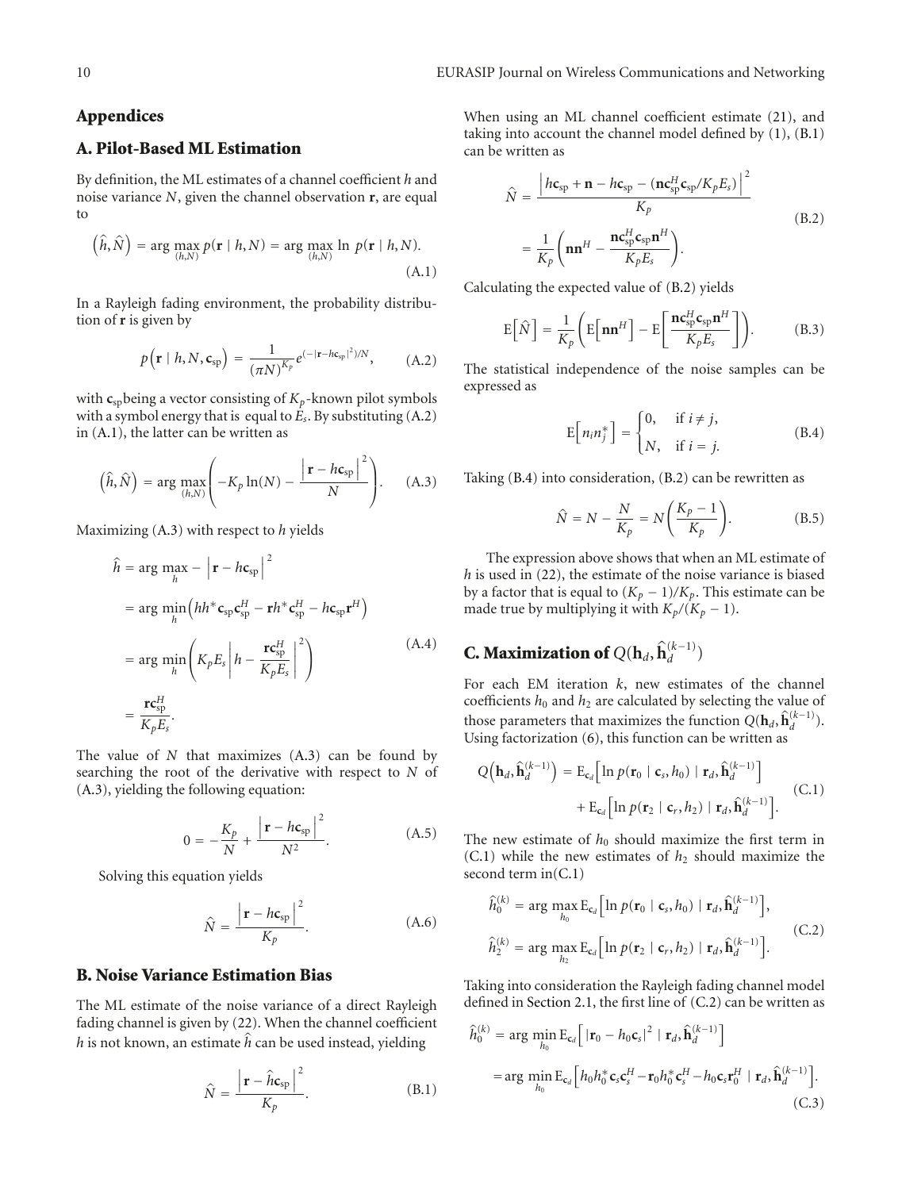## Appendices

### A. Pilot-Based ML Estimation

By definition, the ML estimates of a channel coefficient $h$ and noise variance $N$, given the channel observation $\mathbf{r}$, are equal to

$$\left(\hat{h}, \hat{N}\right) = \arg\max_{(h,N)} p(\mathbf{r} \mid h, N) = \arg\max_{(h,N)} \ln\, p(\mathbf{r} \mid h, N). \tag{A.1}$$

In a Rayleigh fading environment, the probability distribution of $\mathbf{r}$ is given by

$$p\left(\mathbf{r} \mid h, N, \mathbf{c}_{\text{sp}}\right) = \frac{1}{(\pi N)^{K_p}} e^{(-|\mathbf{r}-h\mathbf{c}_{\text{sp}}|^2)/N}, \tag{A.2}$$

with $\mathbf{c}_{\text{sp}}$being a vector consisting of $K_p$-known pilot symbols with a symbol energy that is equal to $E_s$. By substituting (A.2) in (A.1), the latter can be written as

$$\left(\hat{h}, \hat{N}\right) = \arg\max_{(h,N)} \left( -K_p \ln(N) - \frac{\left|\mathbf{r} - h\mathbf{c}_{\text{sp}}\right|^2}{N} \right). \tag{A.3}$$

Maximizing (A.3) with respect to $h$ yields

$$\begin{aligned}
\hat{h} &= \arg\max_{h} - \left|\mathbf{r} - h\mathbf{c}_{\text{sp}}\right|^2 \\
&= \arg\min_{h} \left( hh^* \mathbf{c}_{\text{sp}} \mathbf{c}_{\text{sp}}^H - \mathbf{r} h^* \mathbf{c}_{\text{sp}}^H - h\mathbf{c}_{\text{sp}} \mathbf{r}^H \right) \\
&= \arg\min_{h} \left( K_p E_s \left| h - \frac{\mathbf{r}\mathbf{c}_{\text{sp}}^H}{K_p E_s} \right|^2 \right) \\
&= \frac{\mathbf{r}\mathbf{c}_{\text{sp}}^H}{K_p E_s}.
\end{aligned} \tag{A.4}$$

The value of $N$ that maximizes (A.3) can be found by searching the root of the derivative with respect to $N$ of (A.3), yielding the following equation:

$$0 = -\frac{K_p}{N} + \frac{\left|\mathbf{r} - h\mathbf{c}_{\text{sp}}\right|^2}{N^2}. \tag{A.5}$$

Solving this equation yields

$$\hat{N} = \frac{\left|\mathbf{r} - h\mathbf{c}_{\text{sp}}\right|^2}{K_p}. \tag{A.6}$$

### B. Noise Variance Estimation Bias

The ML estimate of the noise variance of a direct Rayleigh fading channel is given by (22). When the channel coefficient $h$ is not known, an estimate $\hat{h}$ can be used instead, yielding

$$\hat{N} = \frac{\left|\mathbf{r} - \hat{h}\mathbf{c}_{\text{sp}}\right|^2}{K_p}. \tag{B.1}$$

When using an ML channel coefficient estimate (21), and taking into account the channel model defined by (1), (B.1) can be written as

$$\begin{aligned}
\hat{N} &= \frac{\left| h\mathbf{c}_{\text{sp}} + \mathbf{n} - h\mathbf{c}_{\text{sp}} - \left(\mathbf{n}\mathbf{c}_{\text{sp}}^H \mathbf{c}_{\text{sp}} / K_p E_s\right) \right|^2}{K_p} \\
&= \frac{1}{K_p} \left( \mathbf{n}\mathbf{n}^H - \frac{\mathbf{n}\mathbf{c}_{\text{sp}}^H \mathbf{c}_{\text{sp}} \mathbf{n}^H}{K_p E_s} \right).
\end{aligned} \tag{B.2}$$

Calculating the expected value of (B.2) yields

$$\mathrm{E}\left[\hat{N}\right] = \frac{1}{K_p} \left( \mathrm{E}\left[\mathbf{n}\mathbf{n}^H\right] - \mathrm{E}\left[ \frac{\mathbf{n}\mathbf{c}_{\text{sp}}^H \mathbf{c}_{\text{sp}} \mathbf{n}^H}{K_p E_s} \right] \right). \tag{B.3}$$

The statistical independence of the noise samples can be expressed as

$$\mathrm{E}\left[n_i n_j^*\right] = \begin{cases} 0, & \text{if } i \neq j, \\ N, & \text{if } i = j. \end{cases} \tag{B.4}$$

Taking (B.4) into consideration, (B.2) can be rewritten as

$$\hat{N} = N - \frac{N}{K_p} = N\left(\frac{K_p - 1}{K_p}\right). \tag{B.5}$$

The expression above shows that when an ML estimate of $h$ is used in (22), the estimate of the noise variance is biased by a factor that is equal to $(K_p - 1)/K_p$. This estimate can be made true by multiplying it with $K_p/(K_p - 1)$.

### C. Maximization of $Q(\mathbf{h}_d, \hat{\mathbf{h}}_d^{(k-1)})$

For each EM iteration $k$, new estimates of the channel coefficients $h_0$ and $h_2$ are calculated by selecting the value of those parameters that maximizes the function $Q(\mathbf{h}_d, \hat{\mathbf{h}}_d^{(k-1)})$. Using factorization (6), this function can be written as

$$\begin{aligned}
Q\left(\mathbf{h}_d, \hat{\mathbf{h}}_d^{(k-1)}\right) &= \mathrm{E}_{\mathbf{c}_d}\left[\ln p(\mathbf{r}_0 \mid \mathbf{c}_s, h_0) \mid \mathbf{r}_d, \hat{\mathbf{h}}_d^{(k-1)}\right] \\
&\quad + \mathrm{E}_{\mathbf{c}_d}\left[\ln p(\mathbf{r}_2 \mid \mathbf{c}_r, h_2) \mid \mathbf{r}_d, \hat{\mathbf{h}}_d^{(k-1)}\right].
\end{aligned} \tag{C.1}$$

The new estimate of $h_0$ should maximize the first term in (C.1) while the new estimates of $h_2$ should maximize the second term in(C.1)

$$\begin{aligned}
\hat{h}_0^{(k)} &= \arg\max_{h_0} \mathrm{E}_{\mathbf{c}_d}\left[\ln p(\mathbf{r}_0 \mid \mathbf{c}_s, h_0) \mid \mathbf{r}_d, \hat{\mathbf{h}}_d^{(k-1)}\right], \\
\hat{h}_2^{(k)} &= \arg\max_{h_2} \mathrm{E}_{\mathbf{c}_d}\left[\ln p(\mathbf{r}_2 \mid \mathbf{c}_r, h_2) \mid \mathbf{r}_d, \hat{\mathbf{h}}_d^{(k-1)}\right].
\end{aligned} \tag{C.2}$$

Taking into consideration the Rayleigh fading channel model defined in Section 2.1, the first line of (C.2) can be written as

$$\begin{aligned}
\hat{h}_0^{(k)} &= \arg\min_{h_0} \mathrm{E}_{\mathbf{c}_d}\left[ |\mathbf{r}_0 - h_0\mathbf{c}_s|^2 \mid \mathbf{r}_d, \hat{\mathbf{h}}_d^{(k-1)} \right] \\
&= \arg\min_{h_0} \mathrm{E}_{\mathbf{c}_d}\left[ h_0 h_0^* \mathbf{c}_s \mathbf{c}_s^H - \mathbf{r}_0 h_0^* \mathbf{c}_s^H - h_0 \mathbf{c}_s \mathbf{r}_0^H \mid \mathbf{r}_d, \hat{\mathbf{h}}_d^{(k-1)} \right].
\end{aligned} \tag{C.3}$$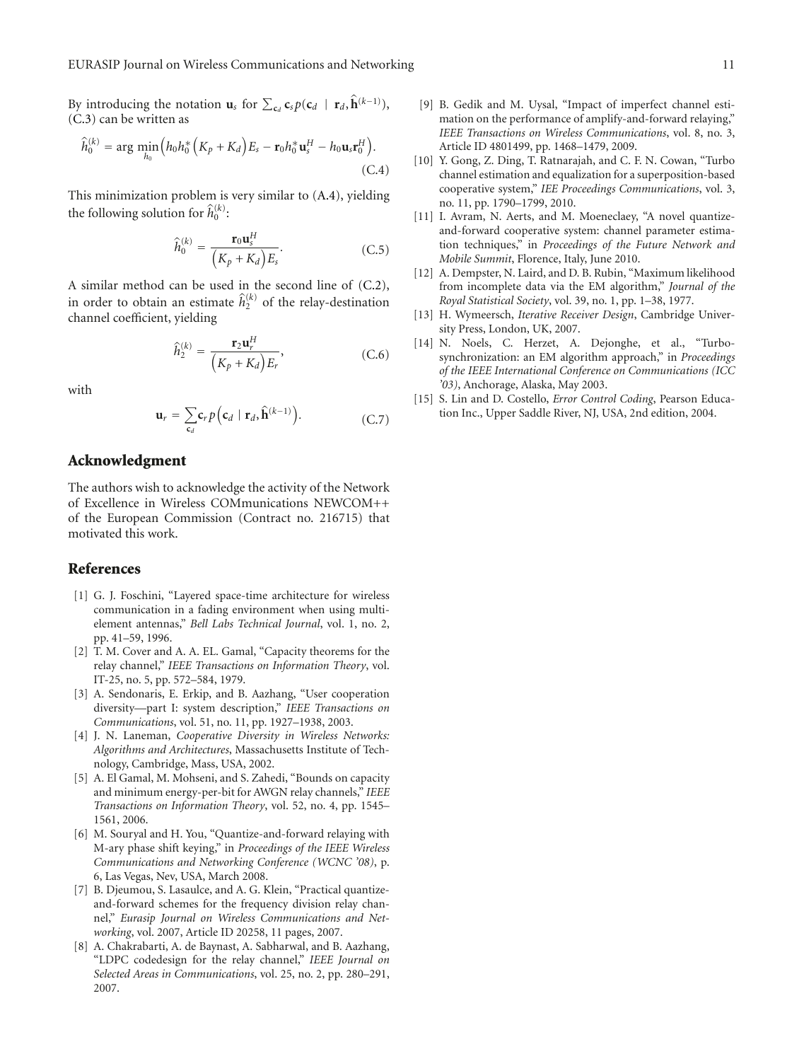By introducing the notation $\mathbf{u}_s$ for $\sum_{\mathbf{c}_d} \mathbf{c}_s p(\mathbf{c}_d \mid \mathbf{r}_d, \widehat{\mathbf{h}}^{(k-1)})$, (C.3) can be written as

$$\widehat{h}_0^{(k)} = \arg\min_{h_0} \Big( h_0 h_0^* \big(K_p + K_d\big) E_s - \mathbf{r}_0 h_0^* \mathbf{u}_s^H - h_0 \mathbf{u}_s \mathbf{r}_0^H \Big). \tag{C.4}$$

This minimization problem is very similar to (A.4), yielding the following solution for $\widehat{h}_0^{(k)}$:

$$\widehat{h}_0^{(k)} = \frac{\mathbf{r}_0 \mathbf{u}_s^H}{\big(K_p + K_d\big) E_s}. \tag{C.5}$$

A similar method can be used in the second line of (C.2), in order to obtain an estimate $\widehat{h}_2^{(k)}$ of the relay-destination channel coefficient, yielding

$$\widehat{h}_2^{(k)} = \frac{\mathbf{r}_2 \mathbf{u}_r^H}{\big(K_p + K_d\big) E_r}, \tag{C.6}$$

with

$$\mathbf{u}_r = \sum_{\mathbf{c}_d} \mathbf{c}_r p\Big(\mathbf{c}_d \mid \mathbf{r}_d, \widehat{\mathbf{h}}^{(k-1)}\Big). \tag{C.7}$$

## Acknowledgment

The authors wish to acknowledge the activity of the Network of Excellence in Wireless COMmunications NEWCOM++ of the European Commission (Contract no. 216715) that motivated this work.

## References

[1] G. J. Foschini, "Layered space-time architecture for wireless communication in a fading environment when using multi-element antennas," *Bell Labs Technical Journal*, vol. 1, no. 2, pp. 41–59, 1996.

[2] T. M. Cover and A. A. EL. Gamal, "Capacity theorems for the relay channel," *IEEE Transactions on Information Theory*, vol. IT-25, no. 5, pp. 572–584, 1979.

[3] A. Sendonaris, E. Erkip, and B. Aazhang, "User cooperation diversity—part I: system description," *IEEE Transactions on Communications*, vol. 51, no. 11, pp. 1927–1938, 2003.

[4] J. N. Laneman, *Cooperative Diversity in Wireless Networks: Algorithms and Architectures*, Massachusetts Institute of Technology, Cambridge, Mass, USA, 2002.

[5] A. El Gamal, M. Mohseni, and S. Zahedi, "Bounds on capacity and minimum energy-per-bit for AWGN relay channels," *IEEE Transactions on Information Theory*, vol. 52, no. 4, pp. 1545–1561, 2006.

[6] M. Souryal and H. You, "Quantize-and-forward relaying with M-ary phase shift keying," in *Proceedings of the IEEE Wireless Communications and Networking Conference (WCNC '08)*, p. 6, Las Vegas, Nev, USA, March 2008.

[7] B. Djeumou, S. Lasaulce, and A. G. Klein, "Practical quantize-and-forward schemes for the frequency division relay channel," *Eurasip Journal on Wireless Communications and Networking*, vol. 2007, Article ID 20258, 11 pages, 2007.

[8] A. Chakrabarti, A. de Baynast, A. Sabharwal, and B. Aazhang, "LDPC codedesign for the relay channel," *IEEE Journal on Selected Areas in Communications*, vol. 25, no. 2, pp. 280–291, 2007.

[9] B. Gedik and M. Uysal, "Impact of imperfect channel estimation on the performance of amplify-and-forward relaying," *IEEE Transactions on Wireless Communications*, vol. 8, no. 3, Article ID 4801499, pp. 1468–1479, 2009.

[10] Y. Gong, Z. Ding, T. Ratnarajah, and C. F. N. Cowan, "Turbo channel estimation and equalization for a superposition-based cooperative system," *IEE Proceedings Communications*, vol. 3, no. 11, pp. 1790–1799, 2010.

[11] I. Avram, N. Aerts, and M. Moeneclaey, "A novel quantize-and-forward cooperative system: channel parameter estimation techniques," in *Proceedings of the Future Network and Mobile Summit*, Florence, Italy, June 2010.

[12] A. Dempster, N. Laird, and D. B. Rubin, "Maximum likelihood from incomplete data via the EM algorithm," *Journal of the Royal Statistical Society*, vol. 39, no. 1, pp. 1–38, 1977.

[13] H. Wymeersch, *Iterative Receiver Design*, Cambridge University Press, London, UK, 2007.

[14] N. Noels, C. Herzet, A. Dejonghe, et al., "Turbo-synchronization: an EM algorithm approach," in *Proceedings of the IEEE International Conference on Communications (ICC '03)*, Anchorage, Alaska, May 2003.

[15] S. Lin and D. Costello, *Error Control Coding*, Pearson Education Inc., Upper Saddle River, NJ, USA, 2nd edition, 2004.